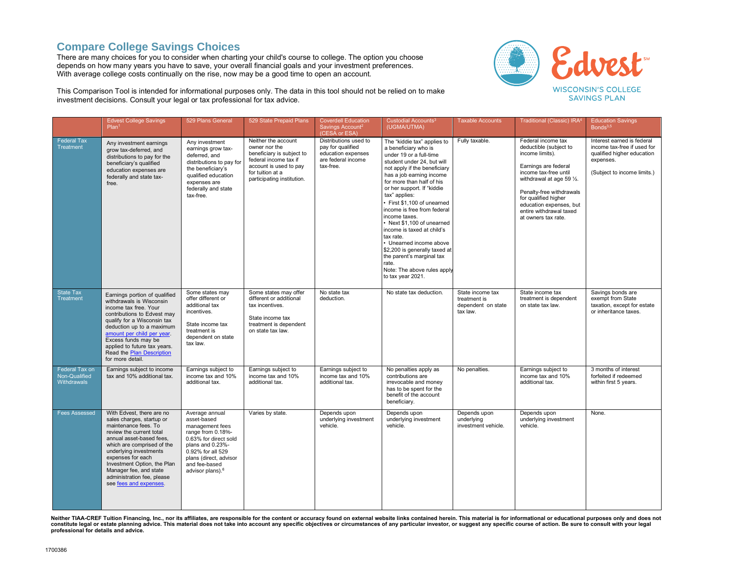## Compare College Savings Choices

There are many choices for you to consider when charting your child's course to college. The option you choose depends on how many years you have to save, your overall financial goals and your investment preferences. With average college costs continually on the rise, now may be a good time to open an account.

This Comparison Tool is intended for informational purposes only. The data in this tool should not be relied on to make investment decisions. Consult your legal or tax professional for tax advice.

Edvest℠ WISCONSIN'S COLLEGE SAVINGS PLAN

| | Edvest College Savings Plan[1] | 529 Plans General | 529 State Prepaid Plans | Coverdell Education Savings Account[2] (CESA or ESA) | Custodial Accounts[3] (UGMA/UTMA) | Taxable Accounts | Traditional (Classic) IRA[4] | Education Savings Bonds[3,5] |
|---|---|---|---|---|---|---|---|---|
| Federal Tax Treatment | Any investment earnings grow tax-deferred, and distributions to pay for the beneficiary's qualified education expenses are federally and state tax-free. | Any investment earnings grow tax-deferred, and distributions to pay for the beneficiary's qualified education expenses are federally and state tax-free. | Neither the account owner nor the beneficiary is subject to federal income tax if account is used to pay for tuition at a participating institution. | Distributions used to pay for qualified education expenses are federal income tax-free. | The "kiddie tax" applies to a beneficiary who is under 19 or a full-time student under 24, but will not apply if the beneficiary has a job earning income for more than half of his or her support. If "kiddie tax" applies: • First $1,100 of unearned income is free from federal income taxes. • Next $1,100 of unearned income is taxed at child's tax rate. • Unearned income above $2,200 is generally taxed at the parent's marginal tax rate. Note: The above rules apply to tax year 2021. | Fully taxable. | Federal income tax deductible (subject to income limits). Earnings are federal income tax-free until withdrawal at age 59 ½. Penalty-free withdrawals for qualified higher education expenses, but entire withdrawal taxed at owners tax rate. | Interest earned is federal income tax-free if used for qualified higher education expenses. (Subject to income limits.) |
| State Tax Treatment | Earnings portion of qualified withdrawals is Wisconsin income tax free. Your contributions to Edvest may qualify for a Wisconsin tax deduction up to a maximum [amount per child per year](). Excess funds may be applied to future tax years. Read the [Plan Description]() for more detail. | Some states may offer different or additional tax incentives. State income tax treatment is dependent on state tax law. | Some states may offer different or additional tax incentives. State income tax treatment is dependent on state tax law. | No state tax deduction. | No state tax deduction. | State income tax treatment is dependent on state tax law. | State income tax treatment is dependent on state tax law. | Savings bonds are exempt from State taxation, except for estate or inheritance taxes. |
| Federal Tax on Non-Qualified Withdrawals | Earnings subject to income tax and 10% additional tax. | Earnings subject to income tax and 10% additional tax. | Earnings subject to income tax and 10% additional tax. | Earnings subject to income tax and 10% additional tax. | No penalties apply as contributions are irrevocable and money has to be spent for the benefit of the account beneficiary. | No penalties. | Earnings subject to income tax and 10% additional tax. | 3 months of interest forfeited if redeemed within first 5 years. |
| Fees Assessed | With Edvest, there are no sales charges, startup or maintenance fees. To review the current total annual asset-based fees, which are comprised of the underlying investments expenses for each Investment Option, the Plan Manager fee, and state administration fee, please see [fees and expenses](). | Average annual asset-based management fees range from 0.18%-0.63% for direct sold plans and 0.23%-0.92% for all 529 plans (direct, advisor and fee-based advisor plans).[6] | Varies by state. | Depends upon underlying investment vehicle. | Depends upon underlying investment vehicle. | Depends upon underlying investment vehicle. | Depends upon underlying investment vehicle. | None. |

**Neither TIAA-CREF Tuition Financing, Inc., nor its affiliates, are responsible for the content or accuracy found on external website links contained herein. This material is for informational or educational purposes only and does not constitute legal or estate planning advice. This material does not take into account any specific objectives or circumstances of any particular investor, or suggest any specific course of action. Be sure to consult with your legal professional for details and advice.**

1700386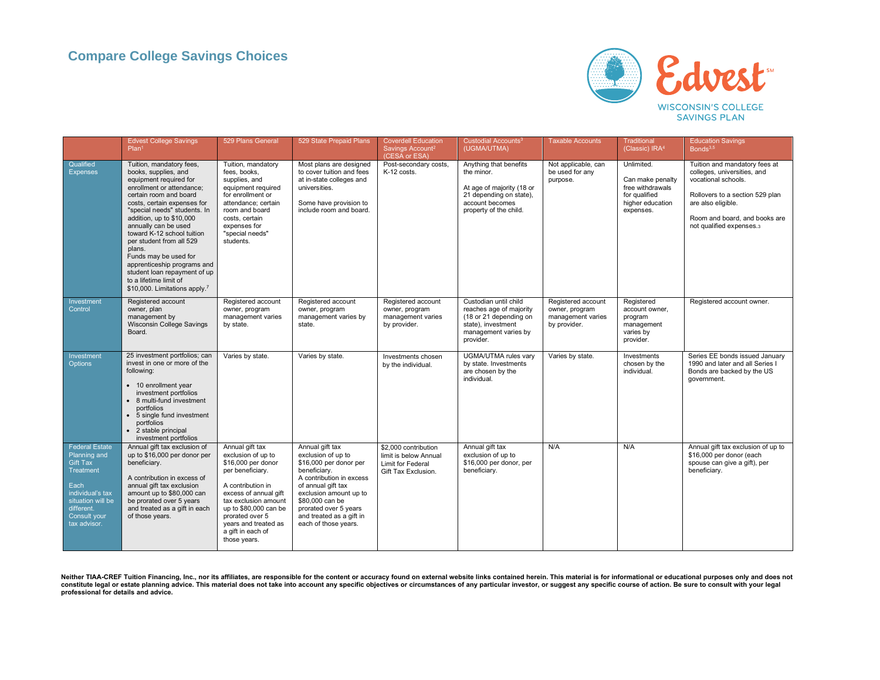## Compare College Savings Choices

Edvest[SM]
WISCONSIN'S COLLEGE SAVINGS PLAN

| | Edvest College Savings Plan[1] | 529 Plans General | 529 State Prepaid Plans | Coverdell Education Savings Account[2] (CESA or ESA) | Custodial Accounts[3] (UGMA/UTMA) | Taxable Accounts | Traditional (Classic) IRA[4] | Education Savings Bonds[3,5] |
|---|---|---|---|---|---|---|---|---|
| Qualified Expenses | Tuition, mandatory fees, books, supplies, and equipment required for enrollment or attendance; certain room and board costs, certain expenses for "special needs" students. In addition, up to $10,000 annually can be used toward K-12 school tuition per student from all 529 plans. Funds may be used for apprenticeship programs and student loan repayment of up to a lifetime limit of $10,000. Limitations apply.[7] | Tuition, mandatory fees, books, supplies, and equipment required for enrollment or attendance; certain room and board costs, certain expenses for "special needs" students. | Most plans are designed to cover tuition and fees at in-state colleges and universities. Some have provision to include room and board. | Post-secondary costs, K-12 costs. | Anything that benefits the minor. At age of majority (18 or 21 depending on state), account becomes property of the child. | Not applicable, can be used for any purpose. | Unlimited. Can make penalty free withdrawals for qualified higher education expenses. | Tuition and mandatory fees at colleges, universities, and vocational schools. Rollovers to a section 529 plan are also eligible. Room and board, and books are not qualified expenses.[3] |
| Investment Control | Registered account owner, plan management by Wisconsin College Savings Board. | Registered account owner, program management varies by state. | Registered account owner, program management varies by state. | Registered account owner, program management varies by provider. | Custodian until child reaches age of majority (18 or 21 depending on state), investment management varies by provider. | Registered account owner, program management varies by provider. | Registered account owner, program management varies by provider. | Registered account owner. |
| Investment Options | 25 investment portfolios; can invest in one or more of the following: <br>• 10 enrollment year investment portfolios <br>• 8 multi-fund investment portfolios <br>• 5 single fund investment portfolios <br>• 2 stable principal investment portfolios | Varies by state. | Varies by state. | Investments chosen by the individual. | UGMA/UTMA rules vary by state. Investments are chosen by the individual. | Varies by state. | Investments chosen by the individual. | Series EE bonds issued January 1990 and later and all Series I Bonds are backed by the US government. |
| Federal Estate Planning and Gift Tax Treatment <br><br>Each individual's tax situation will be different. Consult your tax advisor. | Annual gift tax exclusion of up to $16,000 per donor per beneficiary. A contribution in excess of annual gift tax exclusion amount up to $80,000 can be prorated over 5 years and treated as a gift in each of those years. | Annual gift tax exclusion of up to $16,000 per donor per beneficiary. A contribution in excess of annual gift tax exclusion amount up to $80,000 can be prorated over 5 years and treated as a gift in each of those years. | Annual gift tax exclusion of up to $16,000 per donor per beneficiary. A contribution in excess of annual gift tax exclusion amount up to $80,000 can be prorated over 5 years and treated as a gift in each of those years. | $2,000 contribution limit is below Annual Limit for Federal Gift Tax Exclusion. | Annual gift tax exclusion of up to $16,000 per donor, per beneficiary. | N/A | N/A | Annual gift tax exclusion of up to $16,000 per donor (each spouse can give a gift), per beneficiary. |

**Neither TIAA-CREF Tuition Financing, Inc., nor its affiliates, are responsible for the content or accuracy found on external website links contained herein. This material is for informational or educational purposes only and does not constitute legal or estate planning advice. This material does not take into account any specific objectives or circumstances of any particular investor, or suggest any specific course of action. Be sure to consult with your legal professional for details and advice.**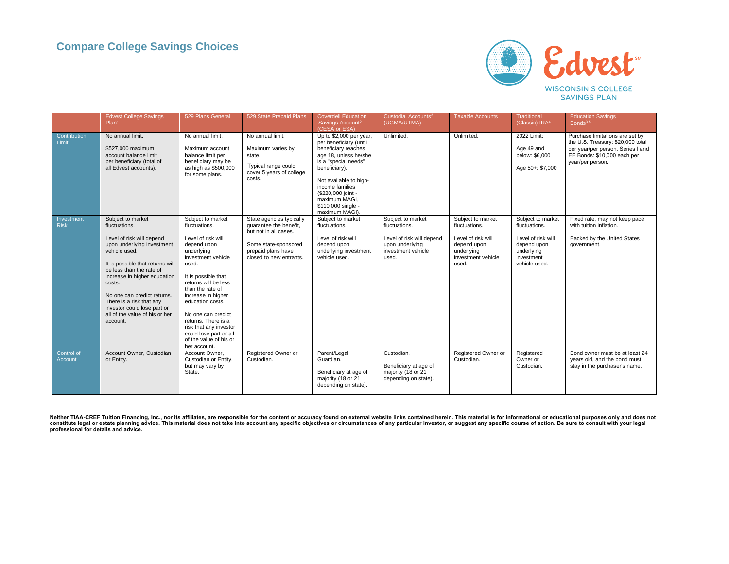## Compare College Savings Choices

Edvest[SM] WISCONSIN'S COLLEGE SAVINGS PLAN

| | Edvest College Savings Plan[1] | 529 Plans General | 529 State Prepaid Plans | Coverdell Education Savings Account[2] (CESA or ESA) | Custodial Accounts[3] (UGMA/UTMA) | Taxable Accounts | Traditional (Classic) IRA[4] | Education Savings Bonds[3,5] |
|---|---|---|---|---|---|---|---|---|
| Contribution Limit | No annual limit.<br><br>$527,000 maximum account balance limit per beneficiary (total of all Edvest accounts). | No annual limit.<br><br>Maximum account balance limit per beneficiary may be as high as $500,000 for some plans. | No annual limit.<br><br>Maximum varies by state.<br><br>Typical range could cover 5 years of college costs. | Up to $2,000 per year, per beneficiary (until beneficiary reaches age 18, unless he/she is a "special needs" beneficiary).<br><br>Not available to high-income families ($220,000 joint - maximum MAGI, $110,000 single - maximum MAGI). | Unlimited. | Unlimited. | 2022 Limit:<br><br>Age 49 and below: $6,000<br><br>Age 50+: $7,000 | Purchase limitations are set by the U.S. Treasury: $20,000 total per year/per person. Series I and EE Bonds: $10,000 each per year/per person. |
| Investment Risk | Subject to market fluctuations.<br><br>Level of risk will depend upon underlying investment vehicle used.<br><br>It is possible that returns will be less than the rate of increase in higher education costs.<br><br>No one can predict returns. There is a risk that any investor could lose part or all of the value of his or her account. | Subject to market fluctuations.<br><br>Level of risk will depend upon underlying investment vehicle used.<br><br>It is possible that returns will be less than the rate of increase in higher education costs.<br><br>No one can predict returns. There is a risk that any investor could lose part or all of the value of his or her account. | State agencies typically guarantee the benefit, but not in all cases.<br><br>Some state-sponsored prepaid plans have closed to new entrants. | Subject to market fluctuations.<br><br>Level of risk will depend upon underlying investment vehicle used. | Subject to market fluctuations.<br><br>Level of risk will depend upon underlying investment vehicle used. | Subject to market fluctuations.<br><br>Level of risk will depend upon underlying investment vehicle used. | Subject to market fluctuations.<br><br>Level of risk will depend upon underlying investment vehicle used. | Fixed rate, may not keep pace with tuition inflation.<br><br>Backed by the United States government. |
| Control of Account | Account Owner, Custodian or Entity. | Account Owner, Custodian or Entity, but may vary by State. | Registered Owner or Custodian. | Parent/Legal Guardian.<br><br>Beneficiary at age of majority (18 or 21 depending on state). | Custodian.<br><br>Beneficiary at age of majority (18 or 21 depending on state). | Registered Owner or Custodian. | Registered Owner or Custodian. | Bond owner must be at least 24 years old, and the bond must stay in the purchaser's name. |

**Neither TIAA-CREF Tuition Financing, Inc., nor its affiliates, are responsible for the content or accuracy found on external website links contained herein. This material is for informational or educational purposes only and does not constitute legal or estate planning advice. This material does not take into account any specific objectives or circumstances of any particular investor, or suggest any specific course of action. Be sure to consult with your legal professional for details and advice.**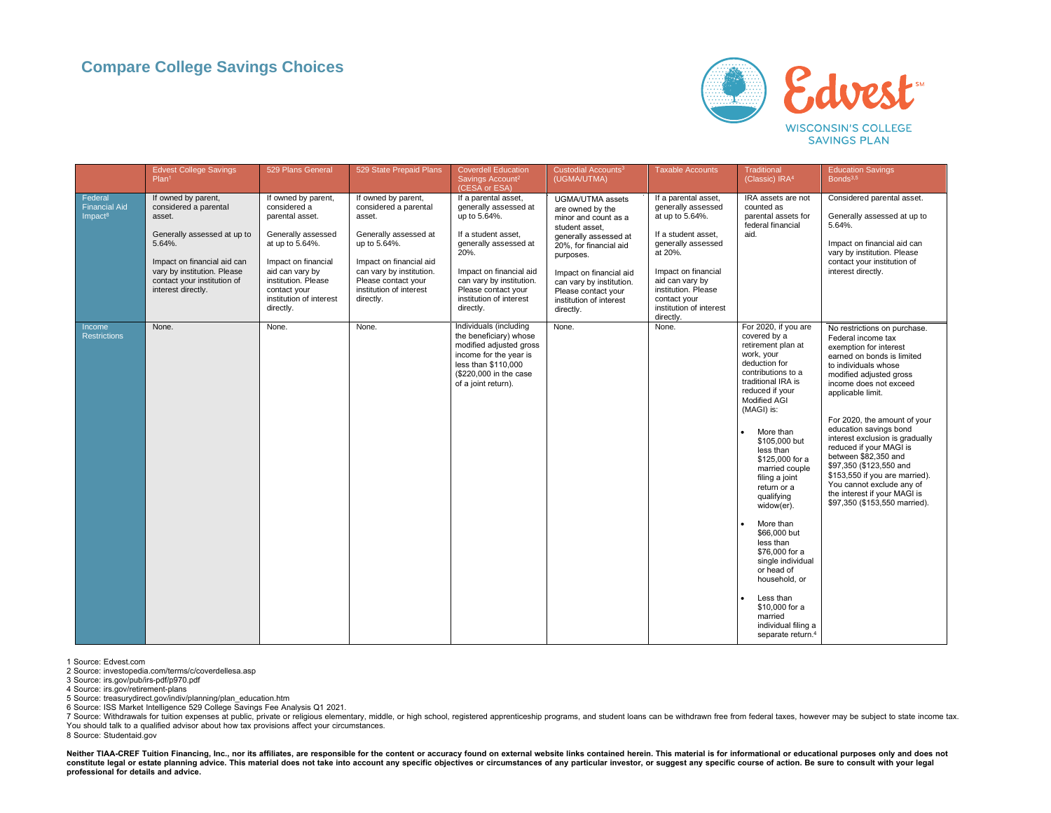## Compare College Savings Choices

Edvest[SM] WISCONSIN'S COLLEGE SAVINGS PLAN

| | Edvest College Savings Plan[1] | 529 Plans General | 529 State Prepaid Plans | Coverdell Education Savings Account[2] (CESA or ESA) | Custodial Accounts[3] (UGMA/UTMA) | Taxable Accounts | Traditional (Classic) IRA[4] | Education Savings Bonds[3,5] |
|---|---|---|---|---|---|---|---|---|
| Federal Financial Aid Impact[8] | If owned by parent, considered a parental asset.<br><br>Generally assessed at up to 5.64%.<br><br>Impact on financial aid can vary by institution. Please contact your institution of interest directly. | If owned by parent, considered a parental asset.<br><br>Generally assessed at up to 5.64%.<br><br>Impact on financial aid can vary by institution. Please contact your institution of interest directly. | If owned by parent, considered a parental asset.<br><br>Generally assessed at up to 5.64%.<br><br>Impact on financial aid can vary by institution. Please contact your institution of interest directly. | If a parental asset, generally assessed at up to 5.64%.<br><br>If a student asset, generally assessed at 20%.<br><br>Impact on financial aid can vary by institution. Please contact your institution of interest directly. | UGMA/UTMA assets are owned by the minor and count as a student asset, generally assessed at 20%, for financial aid purposes.<br><br>Impact on financial aid can vary by institution. Please contact your institution of interest directly. | If a parental asset, generally assessed at up to 5.64%.<br><br>If a student asset, generally assessed at 20%.<br><br>Impact on financial aid can vary by institution. Please contact your institution of interest directly. | IRA assets are not counted as parental assets for federal financial aid. | Considered parental asset.<br><br>Generally assessed at up to 5.64%.<br><br>Impact on financial aid can vary by institution. Please contact your institution of interest directly. |
| Income Restrictions | None. | None. | None. | Individuals (including the beneficiary) whose modified adjusted gross income for the year is less than $110,000 ($220,000 in the case of a joint return). | None. | None. | For 2020, if you are covered by a retirement plan at work, your deduction for contributions to a traditional IRA is reduced if your Modified AGI (MAGI) is:<br><br>• More than $105,000 but less than $125,000 for a married couple filing a joint return or a qualifying widow(er).<br><br>• More than $66,000 but less than $76,000 for a single individual or head of household, or<br><br>• Less than $10,000 for a married individual filing a separate return.[4] | No restrictions on purchase. Federal income tax exemption for interest earned on bonds is limited to individuals whose modified adjusted gross income does not exceed applicable limit.<br><br>For 2020, the amount of your education savings bond interest exclusion is gradually reduced if your MAGI is between $82,350 and $97,350 ($123,550 and $153,550 if you are married). You cannot exclude any of the interest if your MAGI is $97,350 ($153,550 married). |

1 Source: Edvest.com
2 Source: investopedia.com/terms/c/coverdellesa.asp
3 Source: irs.gov/pub/irs-pdf/p970.pdf
4 Source: irs.gov/retirement-plans
5 Source: treasurydirect.gov/indiv/planning/plan_education.htm
6 Source: ISS Market Intelligence 529 College Savings Fee Analysis Q1 2021.
7 Source: Withdrawals for tuition expenses at public, private or religious elementary, middle, or high school, registered apprenticeship programs, and student loans can be withdrawn free from federal taxes, however may be subject to state income tax. You should talk to a qualified advisor about how tax provisions affect your circumstances.
8 Source: Studentaid.gov

**Neither TIAA-CREF Tuition Financing, Inc., nor its affiliates, are responsible for the content or accuracy found on external website links contained herein. This material is for informational or educational purposes only and does not constitute legal or estate planning advice. This material does not take into account any specific objectives or circumstances of any particular investor, or suggest any specific course of action. Be sure to consult with your legal professional for details and advice.**